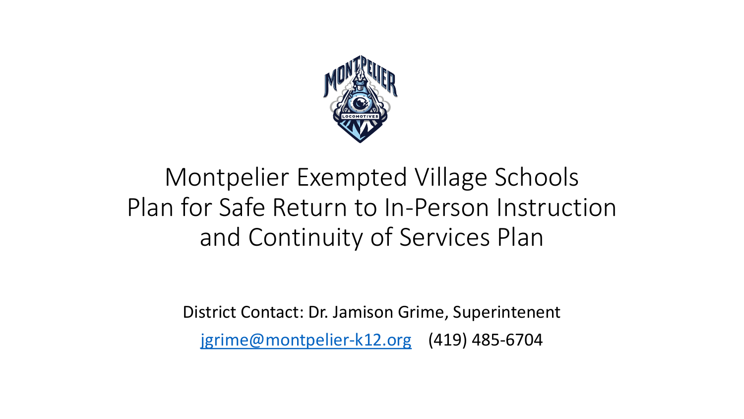# Montpelier Exempted Village Schools
# Plan for Safe Return to In-Person Instruction and Continuity of Services Plan

District Contact: Dr. Jamison Grime, Superintenent

jgrime@montpelier-k12.org (419) 485-6704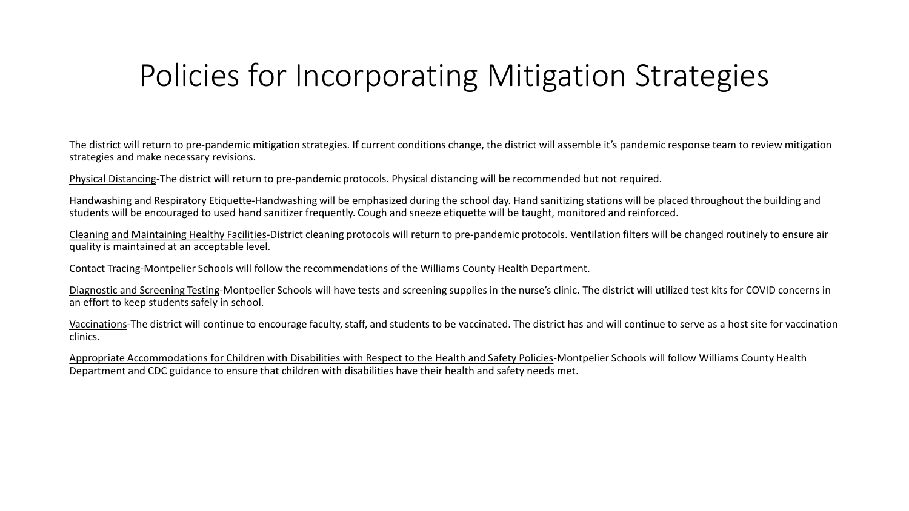# Policies for Incorporating Mitigation Strategies

The district will return to pre-pandemic mitigation strategies. If current conditions change, the district will assemble it's pandemic response team to review mitigation strategies and make necessary revisions.

<u>Physical Distancing</u>-The district will return to pre-pandemic protocols. Physical distancing will be recommended but not required.

<u>Handwashing and Respiratory Etiquette</u>-Handwashing will be emphasized during the school day. Hand sanitizing stations will be placed throughout the building and students will be encouraged to used hand sanitizer frequently. Cough and sneeze etiquette will be taught, monitored and reinforced.

<u>Cleaning and Maintaining Healthy Facilities</u>-District cleaning protocols will return to pre-pandemic protocols. Ventilation filters will be changed routinely to ensure air quality is maintained at an acceptable level.

<u>Contact Tracing</u>-Montpelier Schools will follow the recommendations of the Williams County Health Department.

<u>Diagnostic and Screening Testing</u>-Montpelier Schools will have tests and screening supplies in the nurse's clinic. The district will utilized test kits for COVID concerns in an effort to keep students safely in school.

<u>Vaccinations</u>-The district will continue to encourage faculty, staff, and students to be vaccinated. The district has and will continue to serve as a host site for vaccination clinics.

<u>Appropriate Accommodations for Children with Disabilities with Respect to the Health and Safety Policies</u>-Montpelier Schools will follow Williams County Health Department and CDC guidance to ensure that children with disabilities have their health and safety needs met.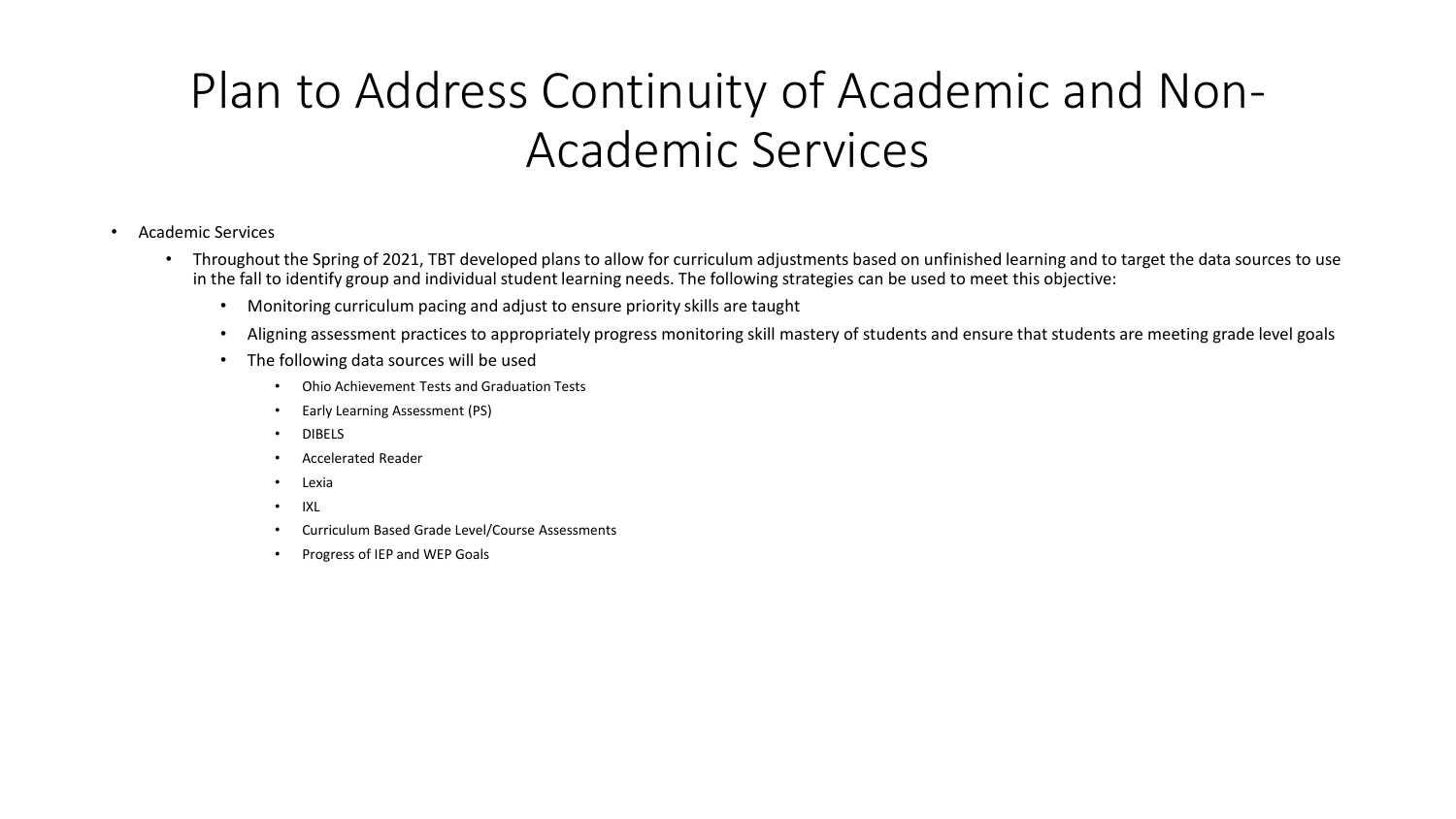# Plan to Address Continuity of Academic and Non-Academic Services

- Academic Services
  - Throughout the Spring of 2021, TBT developed plans to allow for curriculum adjustments based on unfinished learning and to target the data sources to use in the fall to identify group and individual student learning needs. The following strategies can be used to meet this objective:
    - Monitoring curriculum pacing and adjust to ensure priority skills are taught
    - Aligning assessment practices to appropriately progress monitoring skill mastery of students and ensure that students are meeting grade level goals
    - The following data sources will be used
      - Ohio Achievement Tests and Graduation Tests
      - Early Learning Assessment (PS)
      - DIBELS
      - Accelerated Reader
      - Lexia
      - IXL
      - Curriculum Based Grade Level/Course Assessments
      - Progress of IEP and WEP Goals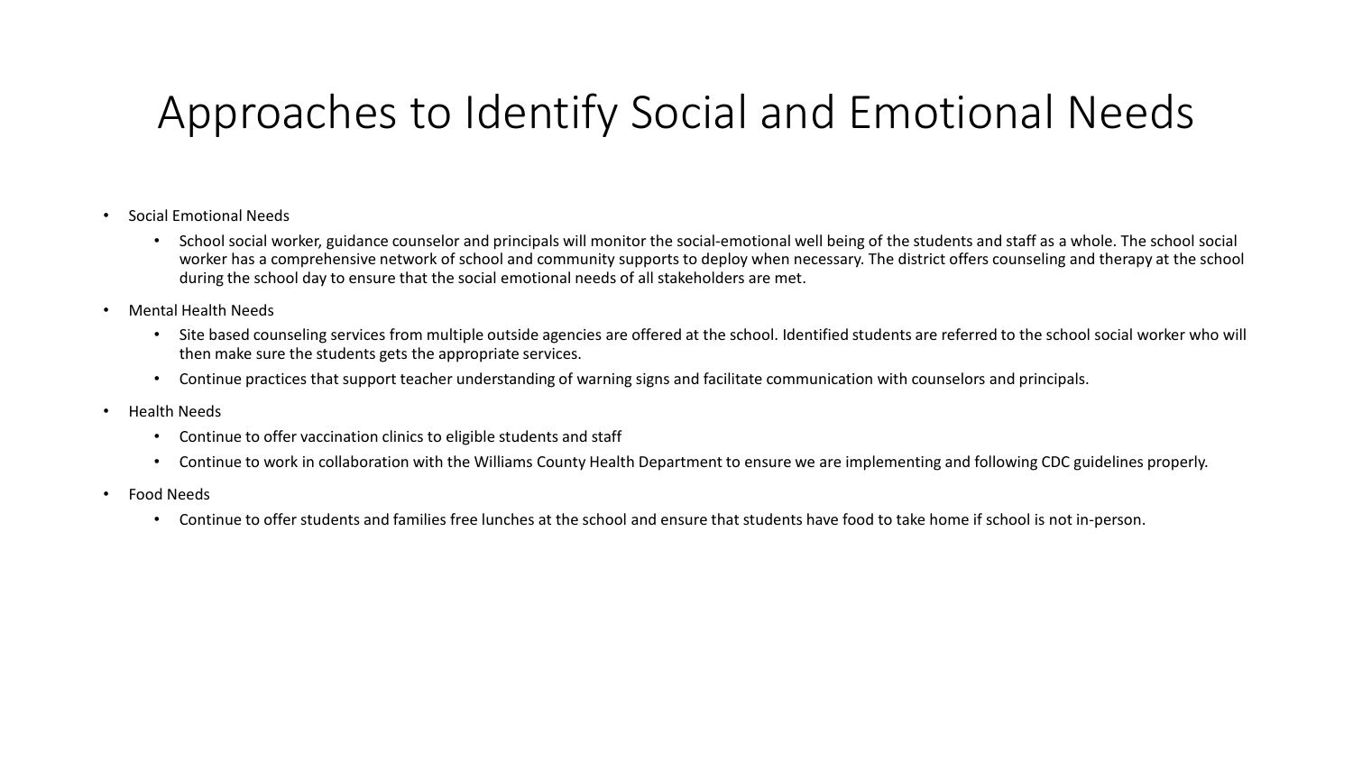# Approaches to Identify Social and Emotional Needs

- Social Emotional Needs
  - School social worker, guidance counselor and principals will monitor the social-emotional well being of the students and staff as a whole. The school social worker has a comprehensive network of school and community supports to deploy when necessary. The district offers counseling and therapy at the school during the school day to ensure that the social emotional needs of all stakeholders are met.
- Mental Health Needs
  - Site based counseling services from multiple outside agencies are offered at the school. Identified students are referred to the school social worker who will then make sure the students gets the appropriate services.
  - Continue practices that support teacher understanding of warning signs and facilitate communication with counselors and principals.
- Health Needs
  - Continue to offer vaccination clinics to eligible students and staff
  - Continue to work in collaboration with the Williams County Health Department to ensure we are implementing and following CDC guidelines properly.
- Food Needs
  - Continue to offer students and families free lunches at the school and ensure that students have food to take home if school is not in-person.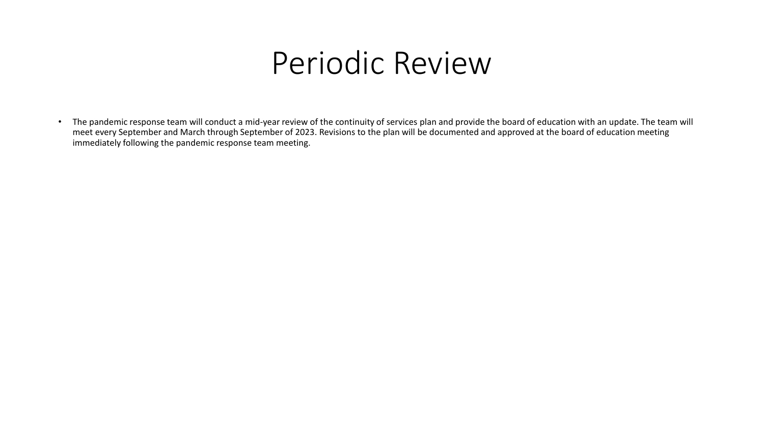# Periodic Review

- The pandemic response team will conduct a mid-year review of the continuity of services plan and provide the board of education with an update. The team will meet every September and March through September of 2023. Revisions to the plan will be documented and approved at the board of education meeting immediately following the pandemic response team meeting.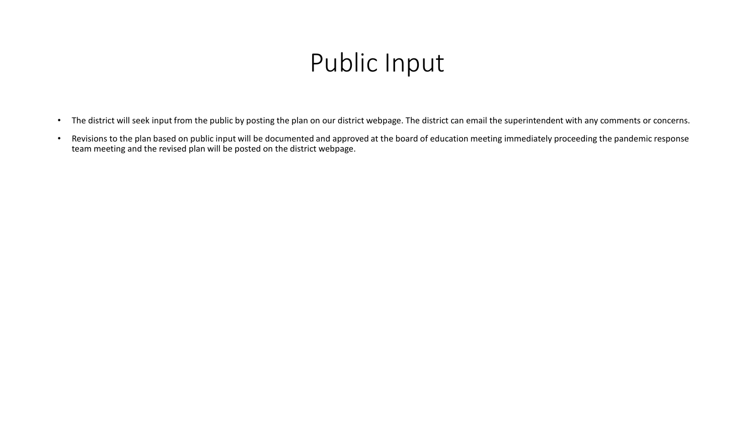# Public Input

- The district will seek input from the public by posting the plan on our district webpage. The district can email the superintendent with any comments or concerns.
- Revisions to the plan based on public input will be documented and approved at the board of education meeting immediately proceeding the pandemic response team meeting and the revised plan will be posted on the district webpage.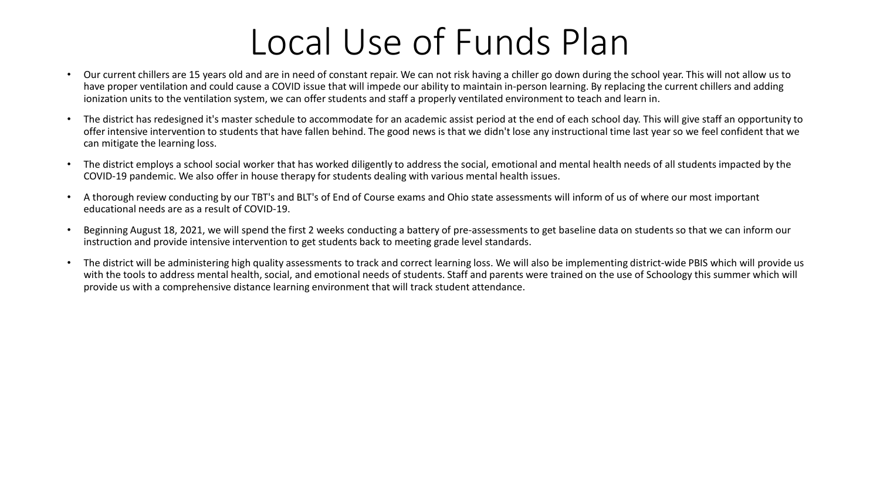# Local Use of Funds Plan

- Our current chillers are 15 years old and are in need of constant repair. We can not risk having a chiller go down during the school year. This will not allow us to have proper ventilation and could cause a COVID issue that will impede our ability to maintain in-person learning. By replacing the current chillers and adding ionization units to the ventilation system, we can offer students and staff a properly ventilated environment to teach and learn in.
- The district has redesigned it's master schedule to accommodate for an academic assist period at the end of each school day. This will give staff an opportunity to offer intensive intervention to students that have fallen behind. The good news is that we didn't lose any instructional time last year so we feel confident that we can mitigate the learning loss.
- The district employs a school social worker that has worked diligently to address the social, emotional and mental health needs of all students impacted by the COVID-19 pandemic. We also offer in house therapy for students dealing with various mental health issues.
- A thorough review conducting by our TBT's and BLT's of End of Course exams and Ohio state assessments will inform of us of where our most important educational needs are as a result of COVID-19.
- Beginning August 18, 2021, we will spend the first 2 weeks conducting a battery of pre-assessments to get baseline data on students so that we can inform our instruction and provide intensive intervention to get students back to meeting grade level standards.
- The district will be administering high quality assessments to track and correct learning loss. We will also be implementing district-wide PBIS which will provide us with the tools to address mental health, social, and emotional needs of students. Staff and parents were trained on the use of Schoology this summer which will provide us with a comprehensive distance learning environment that will track student attendance.